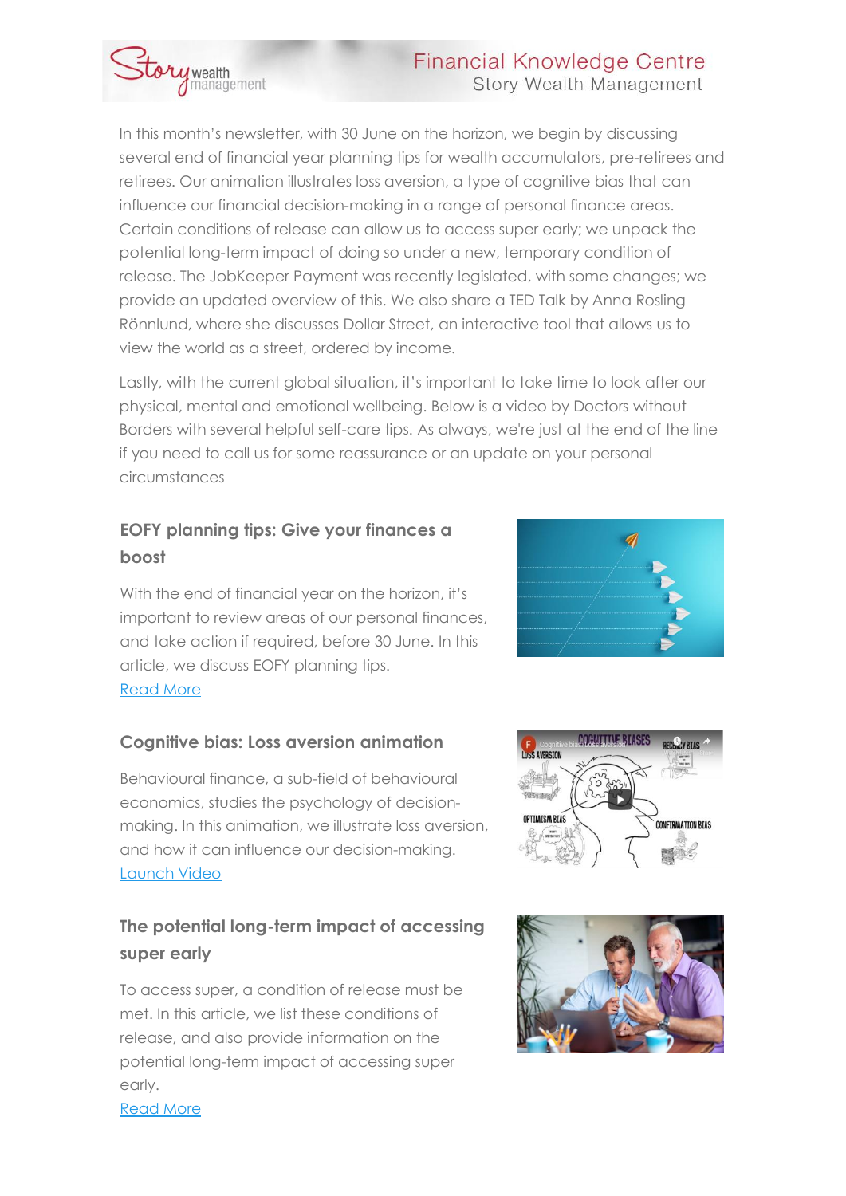# Financial Knowledge Centre

Story Wealth Management

In this month's newsletter, with 30 June on the horizon, we begin by discussing several end of financial year planning tips for wealth accumulators, pre-retirees and retirees. Our animation illustrates loss aversion, a type of cognitive bias that can influence our financial decision-making in a range of personal finance areas. Certain conditions of release can allow us to access super early; we unpack the potential long-term impact of doing so under a new, temporary condition of release. The JobKeeper Payment was recently legislated, with some changes; we provide an updated overview of this. We also share a TED Talk by Anna Rosling Rönnlund, where she discusses Dollar Street, an interactive tool that allows us to view the world as a street, ordered by income.

Lastly, with the current global situation, it's important to take time to look after our physical, mental and emotional wellbeing. Below is a video by Doctors without Borders with several helpful self-care tips. As always, we're just at the end of the line if you need to call us for some reassurance or an update on your personal circumstances

## EOFY planning tips: Give your finances a boost

With the end of financial year on the horizon, it's important to review areas of our personal finances, and take action if required, before 30 June. In this article, we discuss EOFY planning tips.

Read More

## Cognitive bias: Loss aversion animation

Behavioural finance, a sub-field of behavioural economics, studies the psychology of decision-making. In this animation, we illustrate loss aversion, and how it can influence our decision-making.

Launch Video

## The potential long-term impact of accessing super early

To access super, a condition of release must be met. In this article, we list these conditions of release, and also provide information on the potential long-term impact of accessing super early.

Read More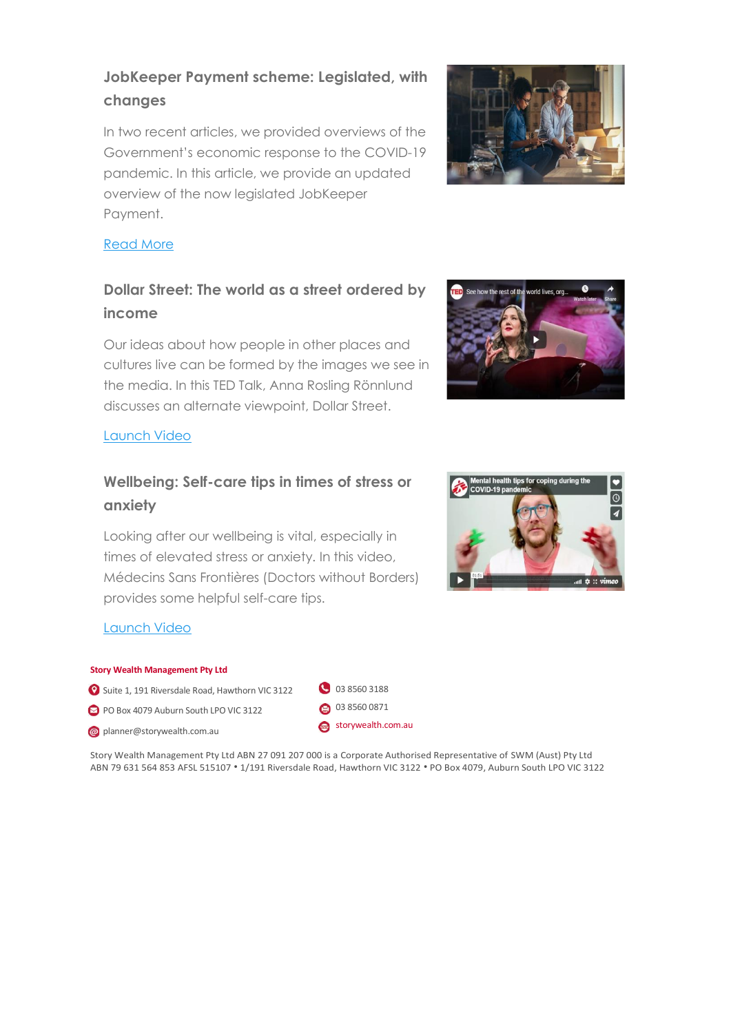### JobKeeper Payment scheme: Legislated, with changes

In two recent articles, we provided overviews of the Government's economic response to the COVID-19 pandemic. In this article, we provide an updated overview of the now legislated JobKeeper Payment.

Read More

### Dollar Street: The world as a street ordered by income

Our ideas about how people in other places and cultures live can be formed by the images we see in the media. In this TED Talk, Anna Rosling Rönnlund discusses an alternate viewpoint, Dollar Street.

Launch Video

### Wellbeing: Self-care tips in times of stress or anxiety

Looking after our wellbeing is vital, especially in times of elevated stress or anxiety. In this video, Médecins Sans Frontières (Doctors without Borders) provides some helpful self-care tips.

Launch Video

**Story Wealth Management Pty Ltd**

Suite 1, 191 Riversdale Road, Hawthorn VIC 3122

PO Box 4079 Auburn South LPO VIC 3122

planner@storywealth.com.au

03 8560 3188

03 8560 0871

storywealth.com.au

Story Wealth Management Pty Ltd ABN 27 091 207 000 is a Corporate Authorised Representative of SWM (Aust) Pty Ltd ABN 79 631 564 853 AFSL 515107 • 1/191 Riversdale Road, Hawthorn VIC 3122 • PO Box 4079, Auburn South LPO VIC 3122